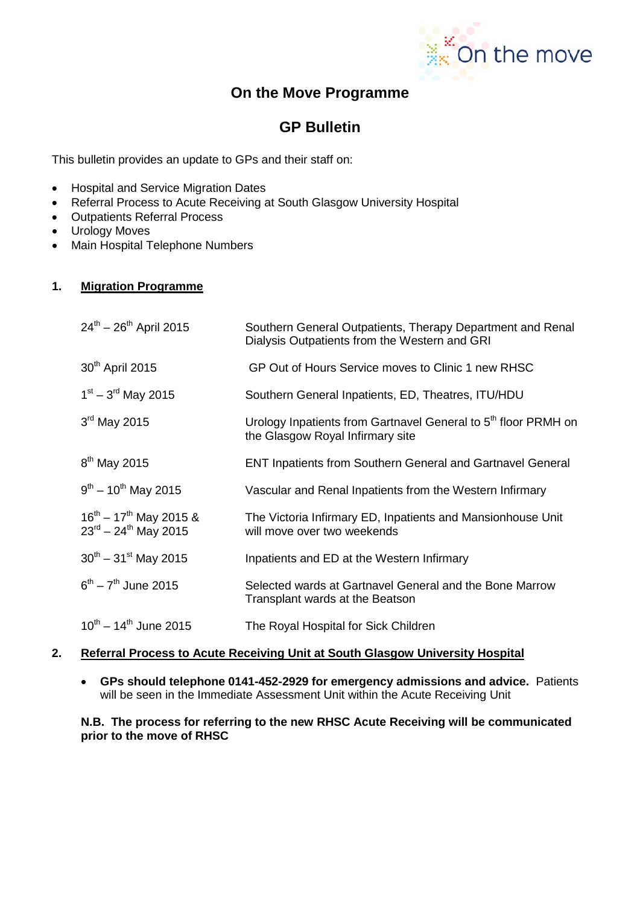On the move

# On the Move Programme

## GP Bulletin

This bulletin provides an update to GPs and their staff on:

- Hospital and Service Migration Dates
- Referral Process to Acute Receiving at South Glasgow University Hospital
- Outpatients Referral Process
- Urology Moves
- Main Hospital Telephone Numbers

### 1. Migration Programme

| | |
|---|---|
| 24th – 26th April 2015 | Southern General Outpatients, Therapy Department and Renal Dialysis Outpatients from the Western and GRI |
| 30th April 2015 | GP Out of Hours Service moves to Clinic 1 new RHSC |
| 1st – 3rd May 2015 | Southern General Inpatients, ED, Theatres, ITU/HDU |
| 3rd May 2015 | Urology Inpatients from Gartnavel General to 5th floor PRMH on the Glasgow Royal Infirmary site |
| 8th May 2015 | ENT Inpatients from Southern General and Gartnavel General |
| 9th – 10th May 2015 | Vascular and Renal Inpatients from the Western Infirmary |
| 16th – 17th May 2015 & 23rd – 24th May 2015 | The Victoria Infirmary ED, Inpatients and Mansionhouse Unit will move over two weekends |
| 30th – 31st May 2015 | Inpatients and ED at the Western Infirmary |
| 6th – 7th June 2015 | Selected wards at Gartnavel General and the Bone Marrow Transplant wards at the Beatson |
| 10th – 14th June 2015 | The Royal Hospital for Sick Children |

### 2. Referral Process to Acute Receiving Unit at South Glasgow University Hospital

- **GPs should telephone 0141-452-2929 for emergency admissions and advice.** Patients will be seen in the Immediate Assessment Unit within the Acute Receiving Unit

**N.B. The process for referring to the new RHSC Acute Receiving will be communicated prior to the move of RHSC**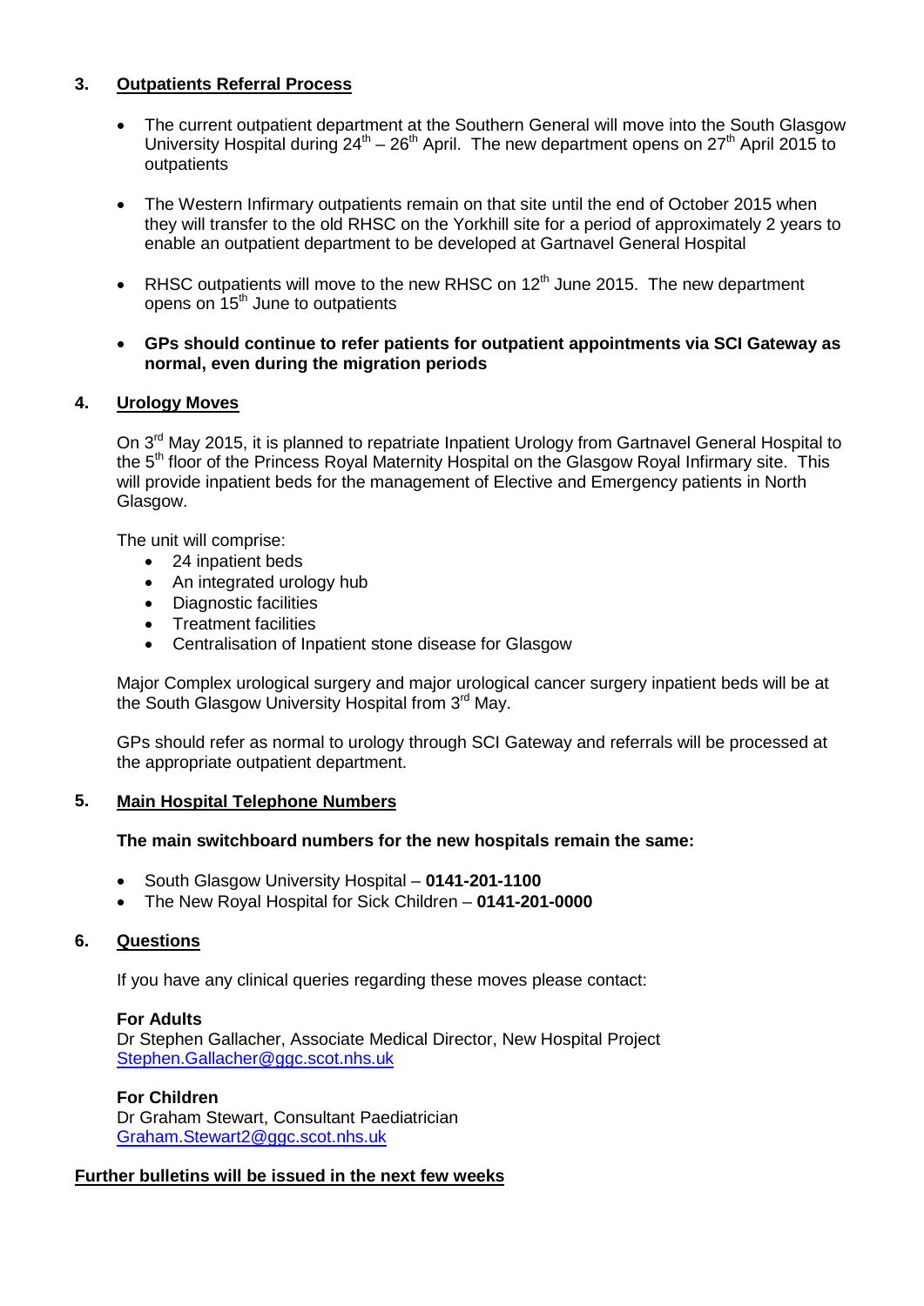## 3. Outpatients Referral Process

- The current outpatient department at the Southern General will move into the South Glasgow University Hospital during 24th – 26th April. The new department opens on 27th April 2015 to outpatients
- The Western Infirmary outpatients remain on that site until the end of October 2015 when they will transfer to the old RHSC on the Yorkhill site for a period of approximately 2 years to enable an outpatient department to be developed at Gartnavel General Hospital
- RHSC outpatients will move to the new RHSC on 12th June 2015. The new department opens on 15th June to outpatients
- **GPs should continue to refer patients for outpatient appointments via SCI Gateway as normal, even during the migration periods**

## 4. Urology Moves

On 3rd May 2015, it is planned to repatriate Inpatient Urology from Gartnavel General Hospital to the 5th floor of the Princess Royal Maternity Hospital on the Glasgow Royal Infirmary site. This will provide inpatient beds for the management of Elective and Emergency patients in North Glasgow.

The unit will comprise:

- 24 inpatient beds
- An integrated urology hub
- Diagnostic facilities
- Treatment facilities
- Centralisation of Inpatient stone disease for Glasgow

Major Complex urological surgery and major urological cancer surgery inpatient beds will be at the South Glasgow University Hospital from 3rd May.

GPs should refer as normal to urology through SCI Gateway and referrals will be processed at the appropriate outpatient department.

## 5. Main Hospital Telephone Numbers

**The main switchboard numbers for the new hospitals remain the same:**

- South Glasgow University Hospital – **0141-201-1100**
- The New Royal Hospital for Sick Children – **0141-201-0000**

## 6. Questions

If you have any clinical queries regarding these moves please contact:

**For Adults**
Dr Stephen Gallacher, Associate Medical Director, New Hospital Project
Stephen.Gallacher@ggc.scot.nhs.uk

**For Children**
Dr Graham Stewart, Consultant Paediatrician
Graham.Stewart2@ggc.scot.nhs.uk

**Further bulletins will be issued in the next few weeks**